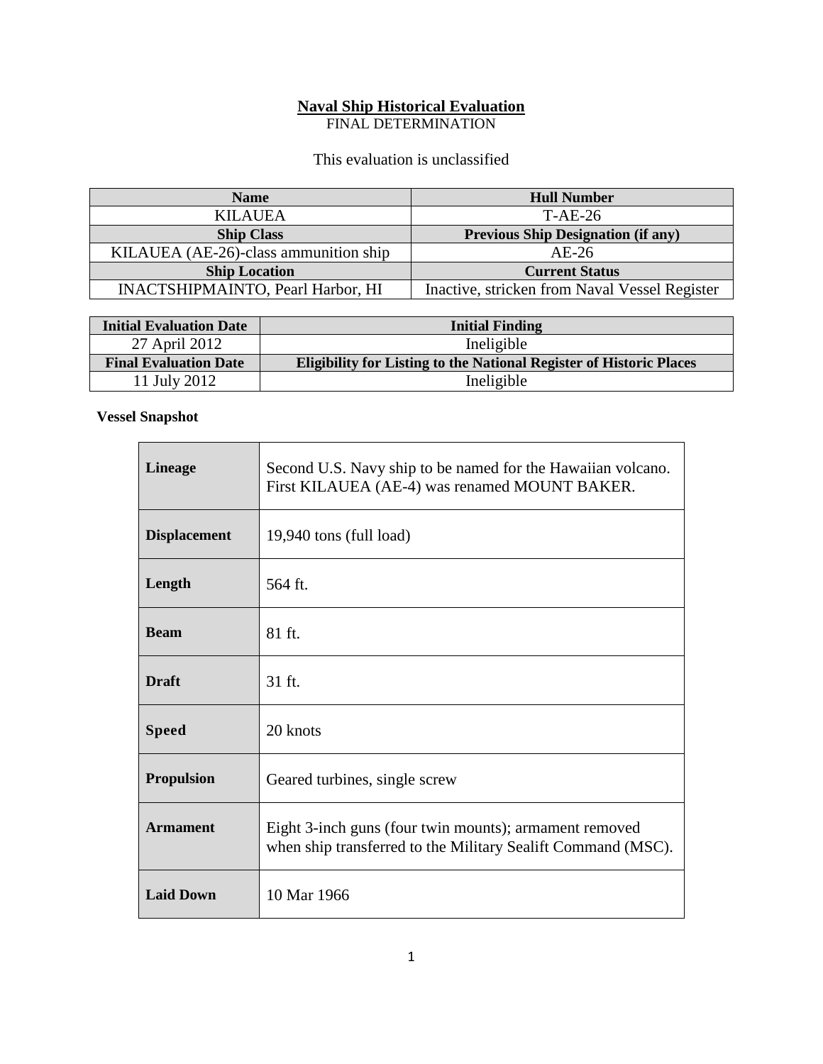# Naval Ship Historical Evaluation

FINAL DETERMINATION

This evaluation is unclassified

| Name | Hull Number |
|---|---|
| KILAUEA | T-AE-26 |
| **Ship Class** | **Previous Ship Designation (if any)** |
| KILAUEA (AE-26)-class ammunition ship | AE-26 |
| **Ship Location** | **Current Status** |
| INACTSHIPMAINTO, Pearl Harbor, HI | Inactive, stricken from Naval Vessel Register |

| Initial Evaluation Date | Initial Finding |
|---|---|
| 27 April 2012 | Ineligible |
| **Final Evaluation Date** | **Eligibility for Listing to the National Register of Historic Places** |
| 11 July 2012 | Ineligible |

**Vessel Snapshot**

| | |
|---|---|
| **Lineage** | Second U.S. Navy ship to be named for the Hawaiian volcano. First KILAUEA (AE-4) was renamed MOUNT BAKER. |
| **Displacement** | 19,940 tons (full load) |
| **Length** | 564 ft. |
| **Beam** | 81 ft. |
| **Draft** | 31 ft. |
| **Speed** | 20 knots |
| **Propulsion** | Geared turbines, single screw |
| **Armament** | Eight 3-inch guns (four twin mounts); armament removed when ship transferred to the Military Sealift Command (MSC). |
| **Laid Down** | 10 Mar 1966 |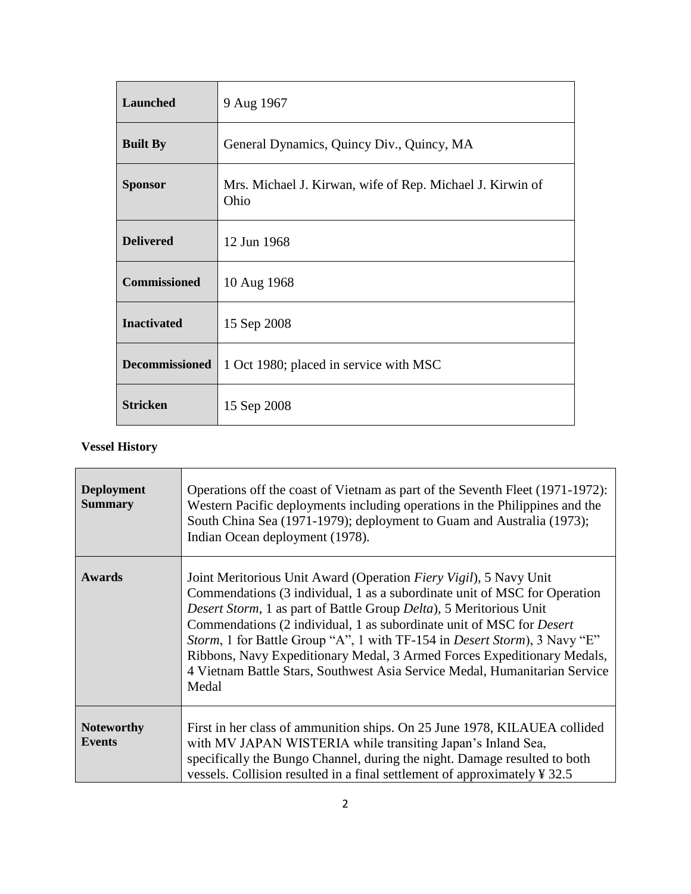| | |
|---|---|
| **Launched** | 9 Aug 1967 |
| **Built By** | General Dynamics, Quincy Div., Quincy, MA |
| **Sponsor** | Mrs. Michael J. Kirwan, wife of Rep. Michael J. Kirwin of Ohio |
| **Delivered** | 12 Jun 1968 |
| **Commissioned** | 10 Aug 1968 |
| **Inactivated** | 15 Sep 2008 |
| **Decommissioned** | 1 Oct 1980; placed in service with MSC |
| **Stricken** | 15 Sep 2008 |

**Vessel History**

| | |
|---|---|
| **Deployment Summary** | Operations off the coast of Vietnam as part of the Seventh Fleet (1971-1972): Western Pacific deployments including operations in the Philippines and the South China Sea (1971-1979); deployment to Guam and Australia (1973); Indian Ocean deployment (1978). |
| **Awards** | Joint Meritorious Unit Award (Operation *Fiery Vigil*), 5 Navy Unit Commendations (3 individual, 1 as a subordinate unit of MSC for Operation *Desert Storm*, 1 as part of Battle Group *Delta*), 5 Meritorious Unit Commendations (2 individual, 1 as subordinate unit of MSC for *Desert Storm*, 1 for Battle Group "A", 1 with TF-154 in *Desert Storm*), 3 Navy "E" Ribbons, Navy Expeditionary Medal, 3 Armed Forces Expeditionary Medals, 4 Vietnam Battle Stars, Southwest Asia Service Medal, Humanitarian Service Medal |
| **Noteworthy Events** | First in her class of ammunition ships. On 25 June 1978, KILAUEA collided with MV JAPAN WISTERIA while transiting Japan's Inland Sea, specifically the Bungo Channel, during the night. Damage resulted to both vessels. Collision resulted in a final settlement of approximately ¥ 32.5 |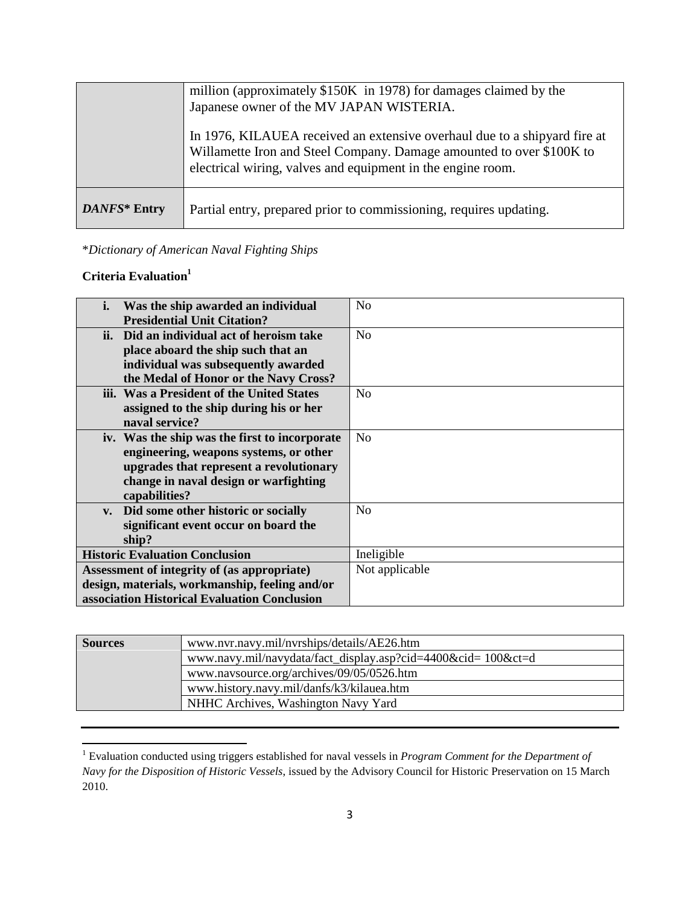| | |
|---|---|
| | million (approximately $150K in 1978) for damages claimed by the Japanese owner of the MV JAPAN WISTERIA.<br><br>In 1976, KILAUEA received an extensive overhaul due to a shipyard fire at Willamette Iron and Steel Company. Damage amounted to over $100K to electrical wiring, valves and equipment in the engine room. |
| ***DANFS*\* Entry** | Partial entry, prepared prior to commissioning, requires updating. |

\**Dictionary of American Naval Fighting Ships*

**Criteria Evaluation**[1]

| | |
|---|---|
| **i. Was the ship awarded an individual Presidential Unit Citation?** | No |
| **ii. Did an individual act of heroism take place aboard the ship such that an individual was subsequently awarded the Medal of Honor or the Navy Cross?** | No |
| **iii. Was a President of the United States assigned to the ship during his or her naval service?** | No |
| **iv. Was the ship was the first to incorporate engineering, weapons systems, or other upgrades that represent a revolutionary change in naval design or warfighting capabilities?** | No |
| **v. Did some other historic or socially significant event occur on board the ship?** | No |
| **Historic Evaluation Conclusion** | Ineligible |
| **Assessment of integrity of (as appropriate) design, materials, workmanship, feeling and/or association Historical Evaluation Conclusion** | Not applicable |

| | |
|---|---|
| **Sources** | www.nvr.navy.mil/nvrships/details/AE26.htm |
| | www.navy.mil/navydata/fact_display.asp?cid=4400&cid= 100&ct=d |
| | www.navsource.org/archives/09/05/0526.htm |
| | www.history.navy.mil/danfs/k3/kilauea.htm |
| | NHHC Archives, Washington Navy Yard |

[1] Evaluation conducted using triggers established for naval vessels in *Program Comment for the Department of Navy for the Disposition of Historic Vessels*, issued by the Advisory Council for Historic Preservation on 15 March 2010.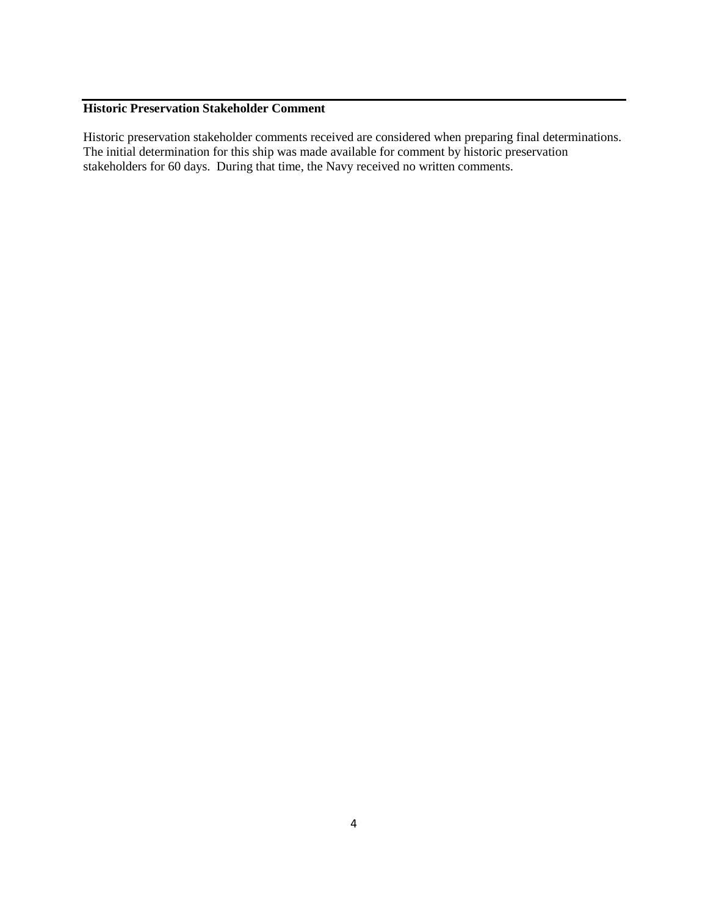**Historic Preservation Stakeholder Comment**

Historic preservation stakeholder comments received are considered when preparing final determinations. The initial determination for this ship was made available for comment by historic preservation stakeholders for 60 days. During that time, the Navy received no written comments.